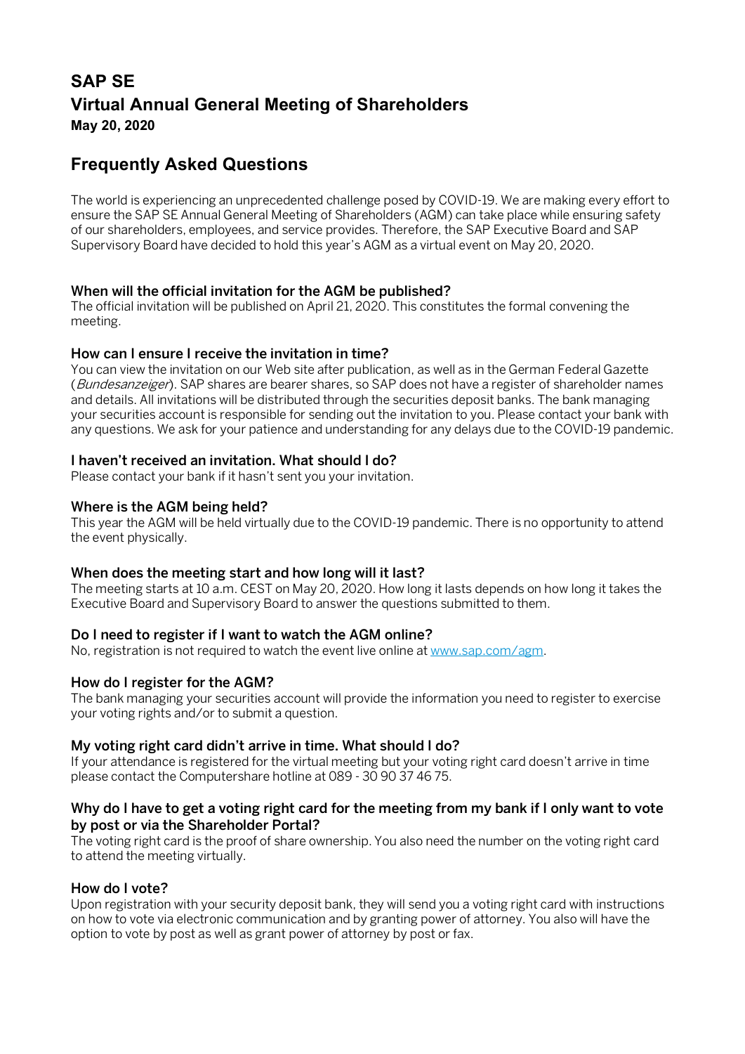# SAP SE
# Virtual Annual General Meeting of Shareholders
**May 20, 2020**

## Frequently Asked Questions

The world is experiencing an unprecedented challenge posed by COVID-19. We are making every effort to ensure the SAP SE Annual General Meeting of Shareholders (AGM) can take place while ensuring safety of our shareholders, employees, and service provides. Therefore, the SAP Executive Board and SAP Supervisory Board have decided to hold this year's AGM as a virtual event on May 20, 2020.

### When will the official invitation for the AGM be published?

The official invitation will be published on April 21, 2020. This constitutes the formal convening the meeting.

### How can I ensure I receive the invitation in time?

You can view the invitation on our Web site after publication, as well as in the German Federal Gazette (*Bundesanzeiger*). SAP shares are bearer shares, so SAP does not have a register of shareholder names and details. All invitations will be distributed through the securities deposit banks. The bank managing your securities account is responsible for sending out the invitation to you. Please contact your bank with any questions. We ask for your patience and understanding for any delays due to the COVID-19 pandemic.

### I haven't received an invitation. What should I do?

Please contact your bank if it hasn't sent you your invitation.

### Where is the AGM being held?

This year the AGM will be held virtually due to the COVID-19 pandemic. There is no opportunity to attend the event physically.

### When does the meeting start and how long will it last?

The meeting starts at 10 a.m. CEST on May 20, 2020. How long it lasts depends on how long it takes the Executive Board and Supervisory Board to answer the questions submitted to them.

### Do I need to register if I want to watch the AGM online?

No, registration is not required to watch the event live online at [www.sap.com/agm](http://www.sap.com/agm).

### How do I register for the AGM?

The bank managing your securities account will provide the information you need to register to exercise your voting rights and/or to submit a question.

### My voting right card didn't arrive in time. What should I do?

If your attendance is registered for the virtual meeting but your voting right card doesn't arrive in time please contact the Computershare hotline at 089 - 30 90 37 46 75.

### Why do I have to get a voting right card for the meeting from my bank if I only want to vote by post or via the Shareholder Portal?

The voting right card is the proof of share ownership. You also need the number on the voting right card to attend the meeting virtually.

### How do I vote?

Upon registration with your security deposit bank, they will send you a voting right card with instructions on how to vote via electronic communication and by granting power of attorney. You also will have the option to vote by post as well as grant power of attorney by post or fax.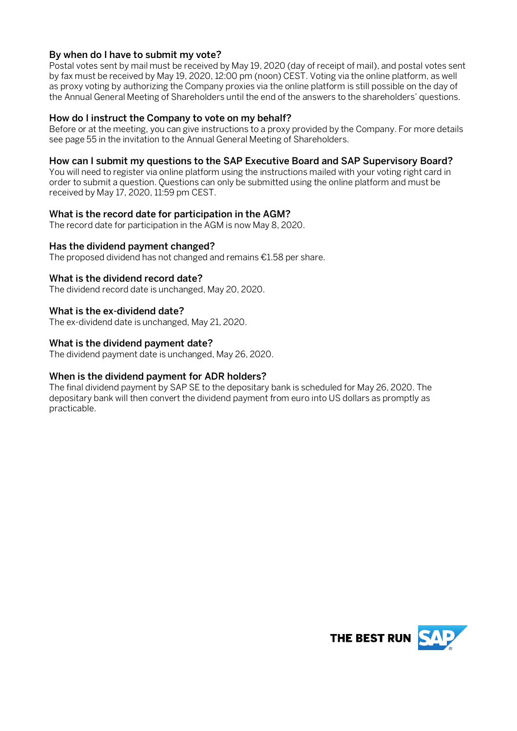### By when do I have to submit my vote?

Postal votes sent by mail must be received by May 19, 2020 (day of receipt of mail), and postal votes sent by fax must be received by May 19, 2020, 12:00 pm (noon) CEST. Voting via the online platform, as well as proxy voting by authorizing the Company proxies via the online platform is still possible on the day of the Annual General Meeting of Shareholders until the end of the answers to the shareholders' questions.

### How do I instruct the Company to vote on my behalf?

Before or at the meeting, you can give instructions to a proxy provided by the Company. For more details see page 55 in the invitation to the Annual General Meeting of Shareholders.

### How can I submit my questions to the SAP Executive Board and SAP Supervisory Board?

You will need to register via online platform using the instructions mailed with your voting right card in order to submit a question. Questions can only be submitted using the online platform and must be received by May 17, 2020, 11:59 pm CEST.

### What is the record date for participation in the AGM?

The record date for participation in the AGM is now May 8, 2020.

### Has the dividend payment changed?

The proposed dividend has not changed and remains €1.58 per share.

### What is the dividend record date?

The dividend record date is unchanged, May 20, 2020.

### What is the ex-dividend date?

The ex-dividend date is unchanged, May 21, 2020.

### What is the dividend payment date?

The dividend payment date is unchanged, May 26, 2020.

### When is the dividend payment for ADR holders?

The final dividend payment by SAP SE to the depositary bank is scheduled for May 26, 2020. The depositary bank will then convert the dividend payment from euro into US dollars as promptly as practicable.

THE BEST RUN SAP